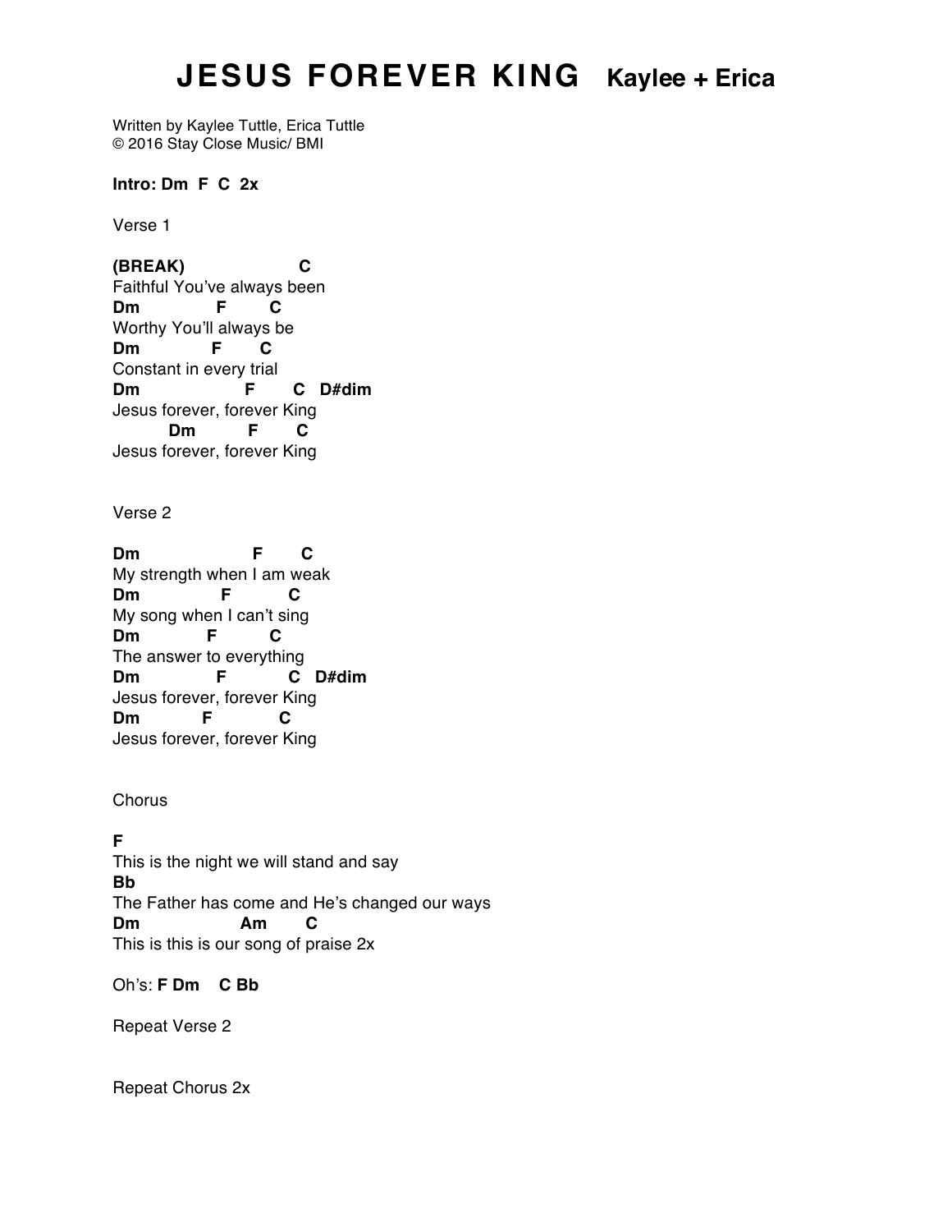# JESUS FOREVER KING Kaylee + Erica

Written by Kaylee Tuttle, Erica Tuttle
© 2016 Stay Close Music/ BMI

**Intro: Dm F C 2x**

Verse 1

```
(BREAK)                 C
Faithful You've always been
Dm          F       C
Worthy You'll always be
Dm          F      C
Constant in every trial
Dm                  F       C   D#dim
Jesus forever, forever King
         Dm         F       C
Jesus forever, forever King
```

Verse 2

```
Dm                  F       C
My strength when I am weak
Dm              F         C
My song when I can't sing
Dm           F         C
The answer to everything
Dm              F           C   D#dim
Jesus forever, forever King
Dm           F            C
Jesus forever, forever King
```

Chorus

```
F
This is the night we will stand and say
Bb
The Father has come and He's changed our ways
Dm                 Am       C
This is this is our song of praise 2x
```

Oh's: **F Dm C Bb**

Repeat Verse 2

Repeat Chorus 2x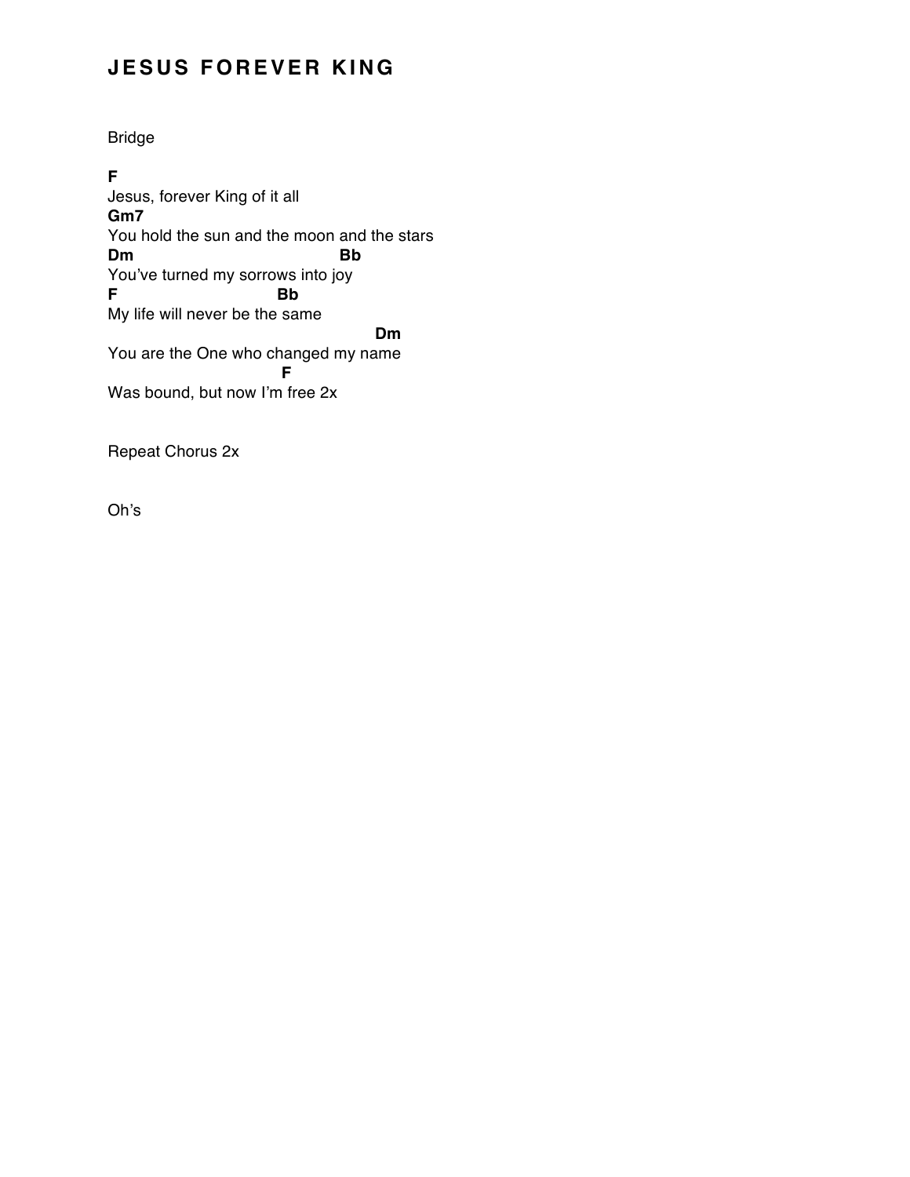## JESUS FOREVER KING

Bridge

```
F
Jesus, forever King of it all
Gm7
You hold the sun and the moon and the stars
Dm                                Bb
You've turned my sorrows into joy
F                       Bb
My life will never be the same
                                          Dm
You are the One who changed my name
                         F
Was bound, but now I'm free 2x
```

Repeat Chorus 2x

Oh's